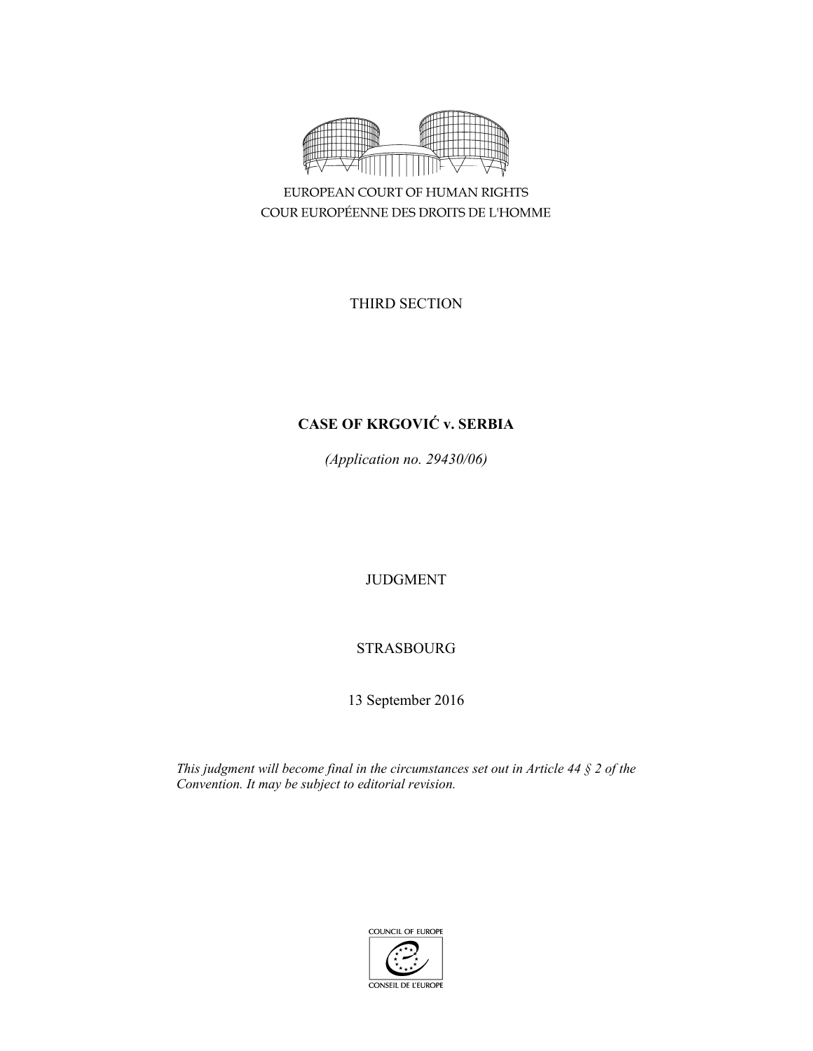EUROPEAN COURT OF HUMAN RIGHTS
COUR EUROPÉENNE DES DROITS DE L'HOMME

THIRD SECTION

# CASE OF KRGOVIĆ v. SERBIA

*(Application no. 29430/06)*

JUDGMENT

STRASBOURG

13 September 2016

*This judgment will become final in the circumstances set out in Article 44 § 2 of the Convention. It may be subject to editorial revision.*

COUNCIL OF EUROPE
CONSEIL DE L'EUROPE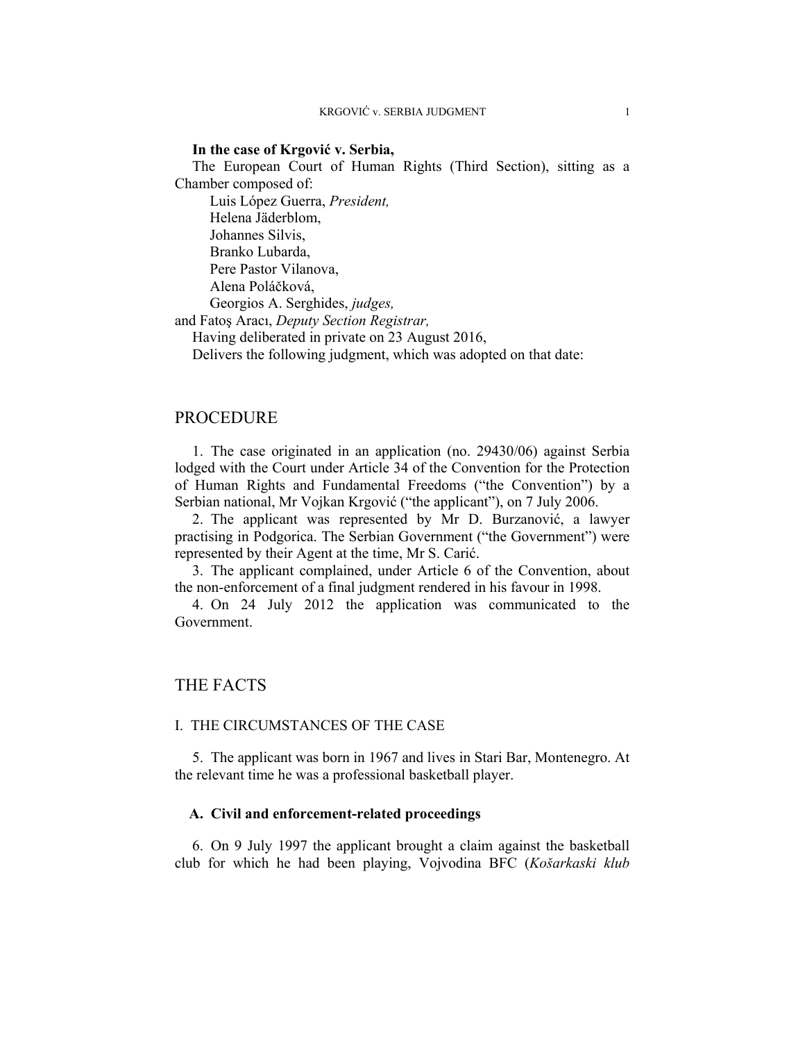**In the case of Krgović v. Serbia,**

The European Court of Human Rights (Third Section), sitting as a Chamber composed of:

Luis López Guerra, *President,*
Helena Jäderblom,
Johannes Silvis,
Branko Lubarda,
Pere Pastor Vilanova,
Alena Poláčková,
Georgios A. Serghides, *judges,*
and Fatoş Aracı, *Deputy Section Registrar,*

Having deliberated in private on 23 August 2016,

Delivers the following judgment, which was adopted on that date:

# PROCEDURE

1. The case originated in an application (no. 29430/06) against Serbia lodged with the Court under Article 34 of the Convention for the Protection of Human Rights and Fundamental Freedoms ("the Convention") by a Serbian national, Mr Vojkan Krgović ("the applicant"), on 7 July 2006.

2. The applicant was represented by Mr D. Burzanović, a lawyer practising in Podgorica. The Serbian Government ("the Government") were represented by their Agent at the time, Mr S. Carić.

3. The applicant complained, under Article 6 of the Convention, about the non-enforcement of a final judgment rendered in his favour in 1998.

4. On 24 July 2012 the application was communicated to the Government.

# THE FACTS

## I. THE CIRCUMSTANCES OF THE CASE

5. The applicant was born in 1967 and lives in Stari Bar, Montenegro. At the relevant time he was a professional basketball player.

### A. Civil and enforcement-related proceedings

6. On 9 July 1997 the applicant brought a claim against the basketball club for which he had been playing, Vojvodina BFC (*Košarkaski klub*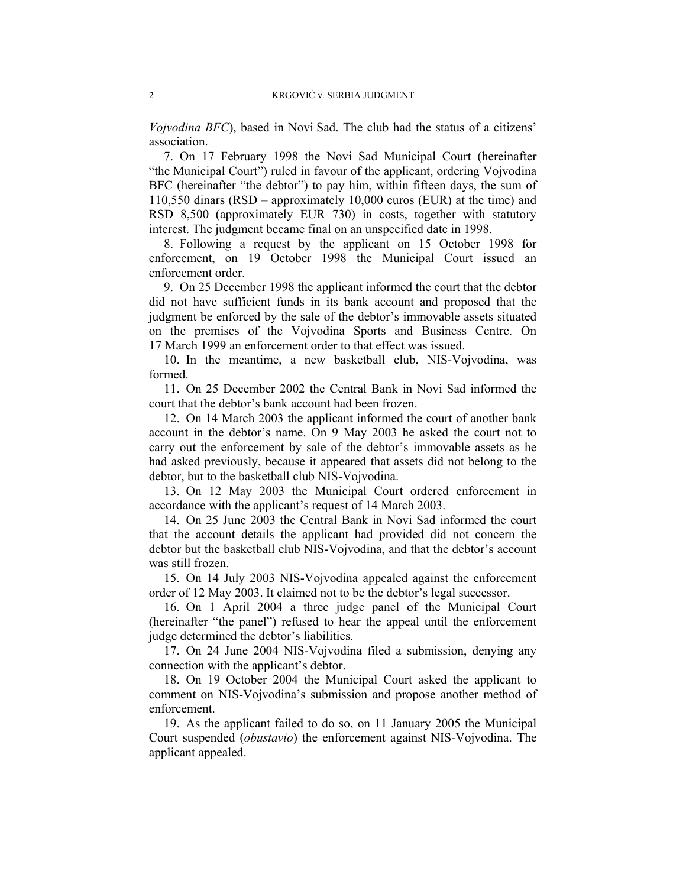*Vojvodina BFC*), based in Novi Sad. The club had the status of a citizens' association.

7. On 17 February 1998 the Novi Sad Municipal Court (hereinafter "the Municipal Court") ruled in favour of the applicant, ordering Vojvodina BFC (hereinafter "the debtor") to pay him, within fifteen days, the sum of 110,550 dinars (RSD – approximately 10,000 euros (EUR) at the time) and RSD 8,500 (approximately EUR 730) in costs, together with statutory interest. The judgment became final on an unspecified date in 1998.

8. Following a request by the applicant on 15 October 1998 for enforcement, on 19 October 1998 the Municipal Court issued an enforcement order.

9. On 25 December 1998 the applicant informed the court that the debtor did not have sufficient funds in its bank account and proposed that the judgment be enforced by the sale of the debtor's immovable assets situated on the premises of the Vojvodina Sports and Business Centre. On 17 March 1999 an enforcement order to that effect was issued.

10. In the meantime, a new basketball club, NIS-Vojvodina, was formed.

11. On 25 December 2002 the Central Bank in Novi Sad informed the court that the debtor's bank account had been frozen.

12. On 14 March 2003 the applicant informed the court of another bank account in the debtor's name. On 9 May 2003 he asked the court not to carry out the enforcement by sale of the debtor's immovable assets as he had asked previously, because it appeared that assets did not belong to the debtor, but to the basketball club NIS-Vojvodina.

13. On 12 May 2003 the Municipal Court ordered enforcement in accordance with the applicant's request of 14 March 2003.

14. On 25 June 2003 the Central Bank in Novi Sad informed the court that the account details the applicant had provided did not concern the debtor but the basketball club NIS-Vojvodina, and that the debtor's account was still frozen.

15. On 14 July 2003 NIS-Vojvodina appealed against the enforcement order of 12 May 2003. It claimed not to be the debtor's legal successor.

16. On 1 April 2004 a three judge panel of the Municipal Court (hereinafter "the panel") refused to hear the appeal until the enforcement judge determined the debtor's liabilities.

17. On 24 June 2004 NIS-Vojvodina filed a submission, denying any connection with the applicant's debtor.

18. On 19 October 2004 the Municipal Court asked the applicant to comment on NIS-Vojvodina's submission and propose another method of enforcement.

19. As the applicant failed to do so, on 11 January 2005 the Municipal Court suspended (*obustavio*) the enforcement against NIS-Vojvodina. The applicant appealed.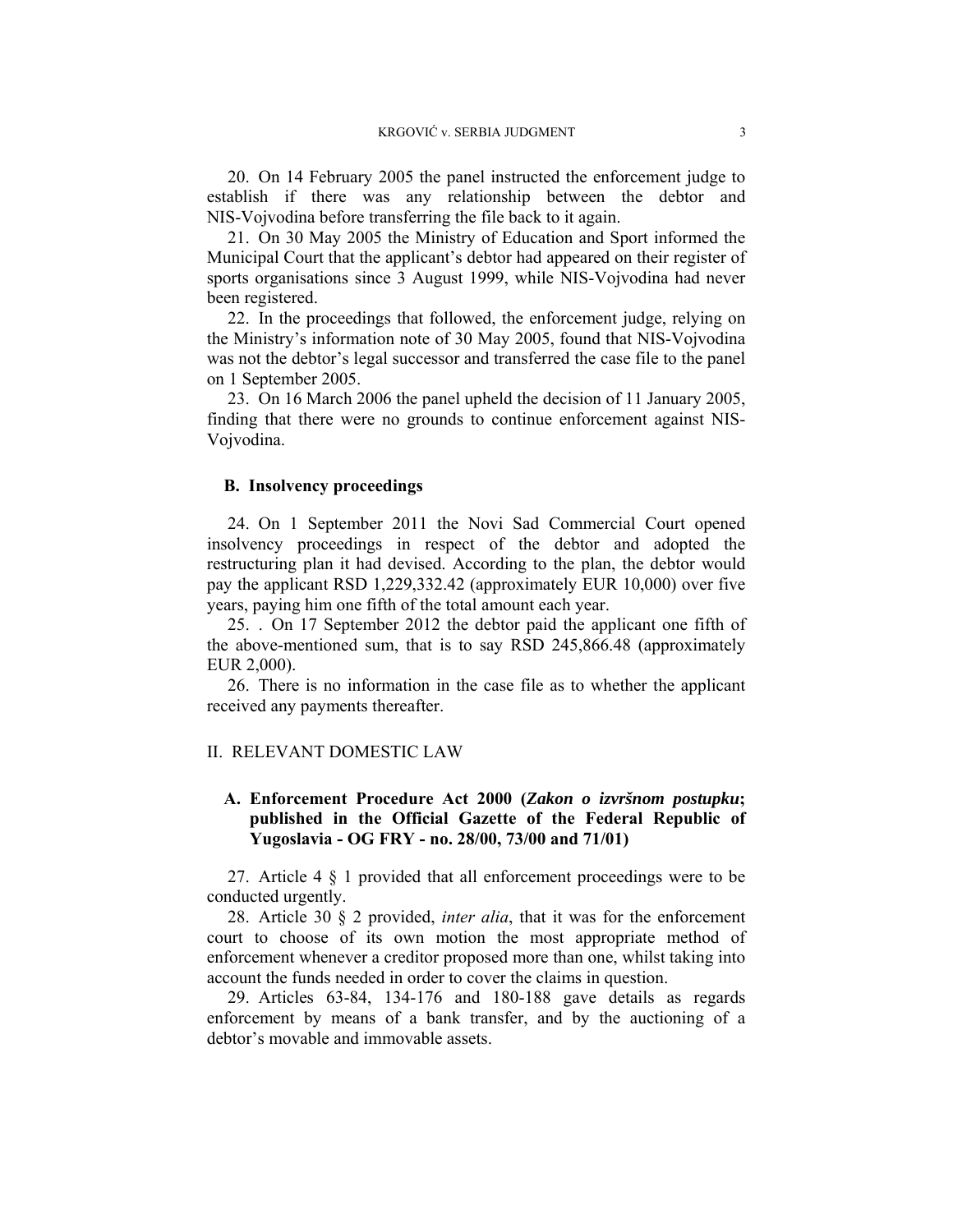20. On 14 February 2005 the panel instructed the enforcement judge to establish if there was any relationship between the debtor and NIS-Vojvodina before transferring the file back to it again.

21. On 30 May 2005 the Ministry of Education and Sport informed the Municipal Court that the applicant's debtor had appeared on their register of sports organisations since 3 August 1999, while NIS-Vojvodina had never been registered.

22. In the proceedings that followed, the enforcement judge, relying on the Ministry's information note of 30 May 2005, found that NIS-Vojvodina was not the debtor's legal successor and transferred the case file to the panel on 1 September 2005.

23. On 16 March 2006 the panel upheld the decision of 11 January 2005, finding that there were no grounds to continue enforcement against NIS-Vojvodina.

### B. Insolvency proceedings

24. On 1 September 2011 the Novi Sad Commercial Court opened insolvency proceedings in respect of the debtor and adopted the restructuring plan it had devised. According to the plan, the debtor would pay the applicant RSD 1,229,332.42 (approximately EUR 10,000) over five years, paying him one fifth of the total amount each year.

25. . On 17 September 2012 the debtor paid the applicant one fifth of the above-mentioned sum, that is to say RSD 245,866.48 (approximately EUR 2,000).

26. There is no information in the case file as to whether the applicant received any payments thereafter.

## II. RELEVANT DOMESTIC LAW

### A. Enforcement Procedure Act 2000 (*Zakon o izvršnom postupku*; published in the Official Gazette of the Federal Republic of Yugoslavia - OG FRY - no. 28/00, 73/00 and 71/01)

27. Article 4 § 1 provided that all enforcement proceedings were to be conducted urgently.

28. Article 30 § 2 provided, *inter alia*, that it was for the enforcement court to choose of its own motion the most appropriate method of enforcement whenever a creditor proposed more than one, whilst taking into account the funds needed in order to cover the claims in question.

29. Articles 63-84, 134-176 and 180-188 gave details as regards enforcement by means of a bank transfer, and by the auctioning of a debtor's movable and immovable assets.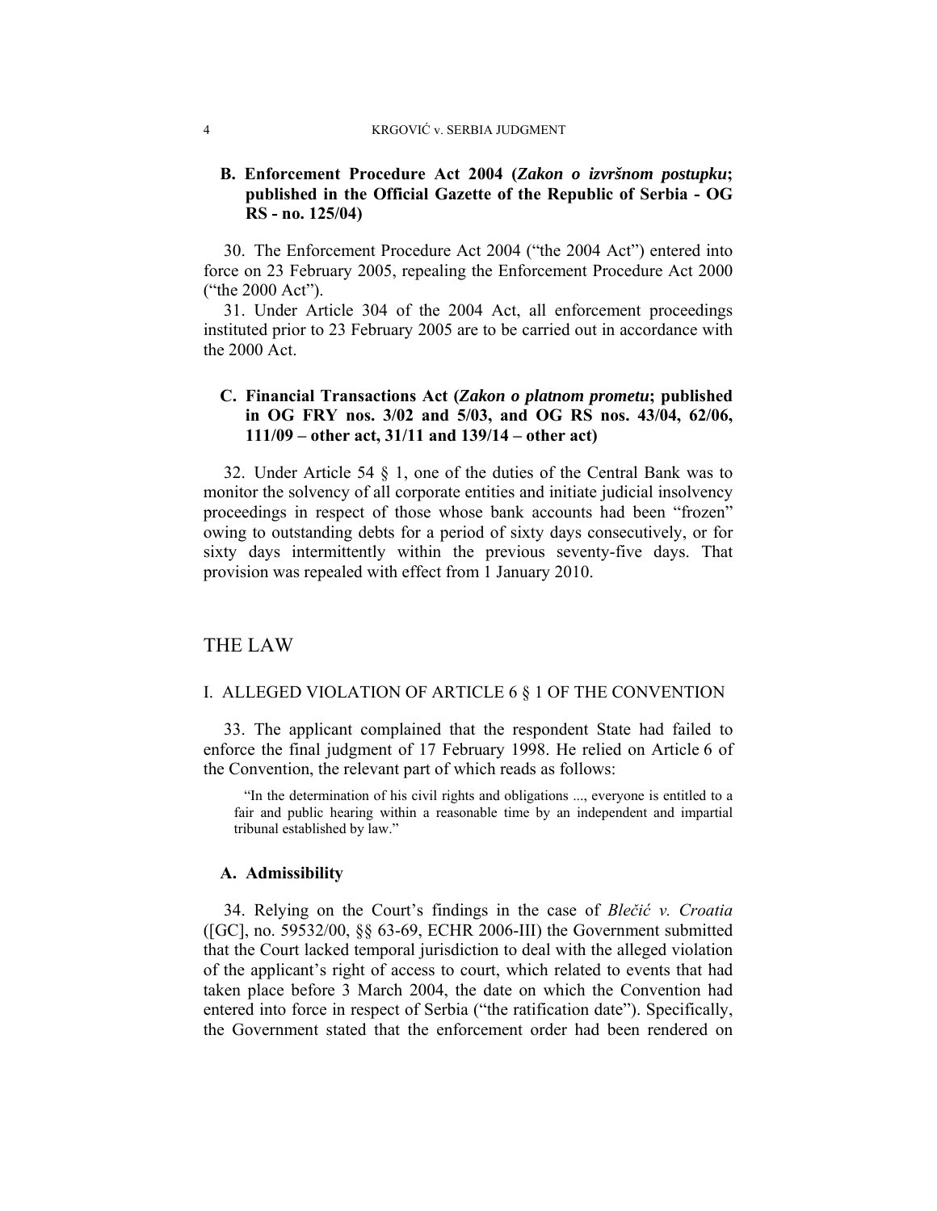### B. Enforcement Procedure Act 2004 (*Zakon o izvršnom postupku*; published in the Official Gazette of the Republic of Serbia - OG RS - no. 125/04)

30. The Enforcement Procedure Act 2004 ("the 2004 Act") entered into force on 23 February 2005, repealing the Enforcement Procedure Act 2000 ("the 2000 Act").

31. Under Article 304 of the 2004 Act, all enforcement proceedings instituted prior to 23 February 2005 are to be carried out in accordance with the 2000 Act.

### C. Financial Transactions Act (*Zakon o platnom prometu*; published in OG FRY nos. 3/02 and 5/03, and OG RS nos. 43/04, 62/06, 111/09 – other act, 31/11 and 139/14 – other act)

32. Under Article 54 § 1, one of the duties of the Central Bank was to monitor the solvency of all corporate entities and initiate judicial insolvency proceedings in respect of those whose bank accounts had been "frozen" owing to outstanding debts for a period of sixty days consecutively, or for sixty days intermittently within the previous seventy-five days. That provision was repealed with effect from 1 January 2010.

# THE LAW

## I. ALLEGED VIOLATION OF ARTICLE 6 § 1 OF THE CONVENTION

33. The applicant complained that the respondent State had failed to enforce the final judgment of 17 February 1998. He relied on Article 6 of the Convention, the relevant part of which reads as follows:

> "In the determination of his civil rights and obligations ..., everyone is entitled to a fair and public hearing within a reasonable time by an independent and impartial tribunal established by law."

### A. Admissibility

34. Relying on the Court's findings in the case of *Blečić v. Croatia* ([GC], no. 59532/00, §§ 63-69, ECHR 2006-III) the Government submitted that the Court lacked temporal jurisdiction to deal with the alleged violation of the applicant's right of access to court, which related to events that had taken place before 3 March 2004, the date on which the Convention had entered into force in respect of Serbia ("the ratification date"). Specifically, the Government stated that the enforcement order had been rendered on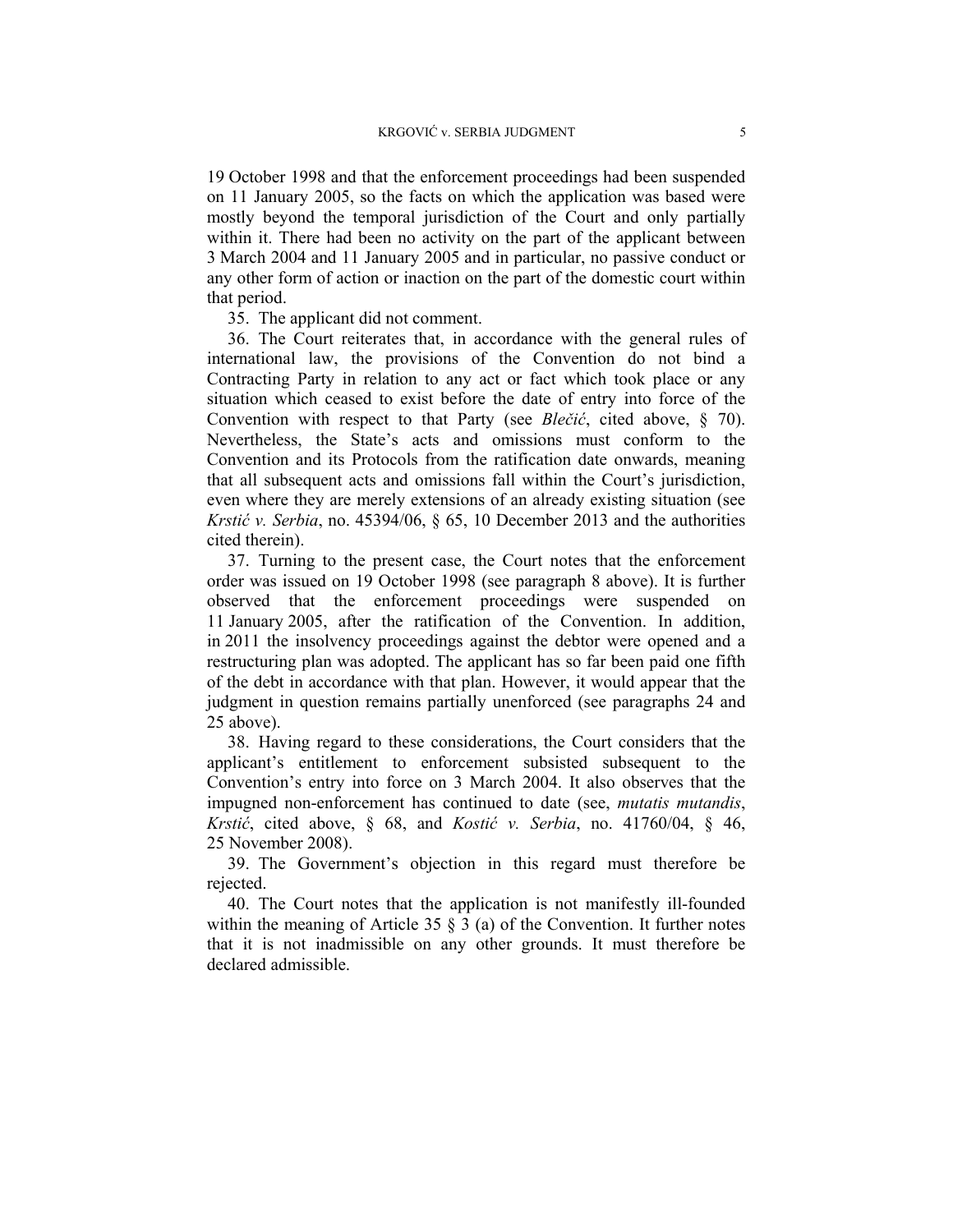19 October 1998 and that the enforcement proceedings had been suspended on 11 January 2005, so the facts on which the application was based were mostly beyond the temporal jurisdiction of the Court and only partially within it. There had been no activity on the part of the applicant between 3 March 2004 and 11 January 2005 and in particular, no passive conduct or any other form of action or inaction on the part of the domestic court within that period.

35. The applicant did not comment.

36. The Court reiterates that, in accordance with the general rules of international law, the provisions of the Convention do not bind a Contracting Party in relation to any act or fact which took place or any situation which ceased to exist before the date of entry into force of the Convention with respect to that Party (see *Blečić*, cited above, § 70). Nevertheless, the State's acts and omissions must conform to the Convention and its Protocols from the ratification date onwards, meaning that all subsequent acts and omissions fall within the Court's jurisdiction, even where they are merely extensions of an already existing situation (see *Krstić v. Serbia*, no. 45394/06, § 65, 10 December 2013 and the authorities cited therein).

37. Turning to the present case, the Court notes that the enforcement order was issued on 19 October 1998 (see paragraph 8 above). It is further observed that the enforcement proceedings were suspended on 11 January 2005, after the ratification of the Convention. In addition, in 2011 the insolvency proceedings against the debtor were opened and a restructuring plan was adopted. The applicant has so far been paid one fifth of the debt in accordance with that plan. However, it would appear that the judgment in question remains partially unenforced (see paragraphs 24 and 25 above).

38. Having regard to these considerations, the Court considers that the applicant's entitlement to enforcement subsisted subsequent to the Convention's entry into force on 3 March 2004. It also observes that the impugned non-enforcement has continued to date (see, *mutatis mutandis*, *Krstić*, cited above, § 68, and *Kostić v. Serbia*, no. 41760/04, § 46, 25 November 2008).

39. The Government's objection in this regard must therefore be rejected.

40. The Court notes that the application is not manifestly ill-founded within the meaning of Article 35 § 3 (a) of the Convention. It further notes that it is not inadmissible on any other grounds. It must therefore be declared admissible.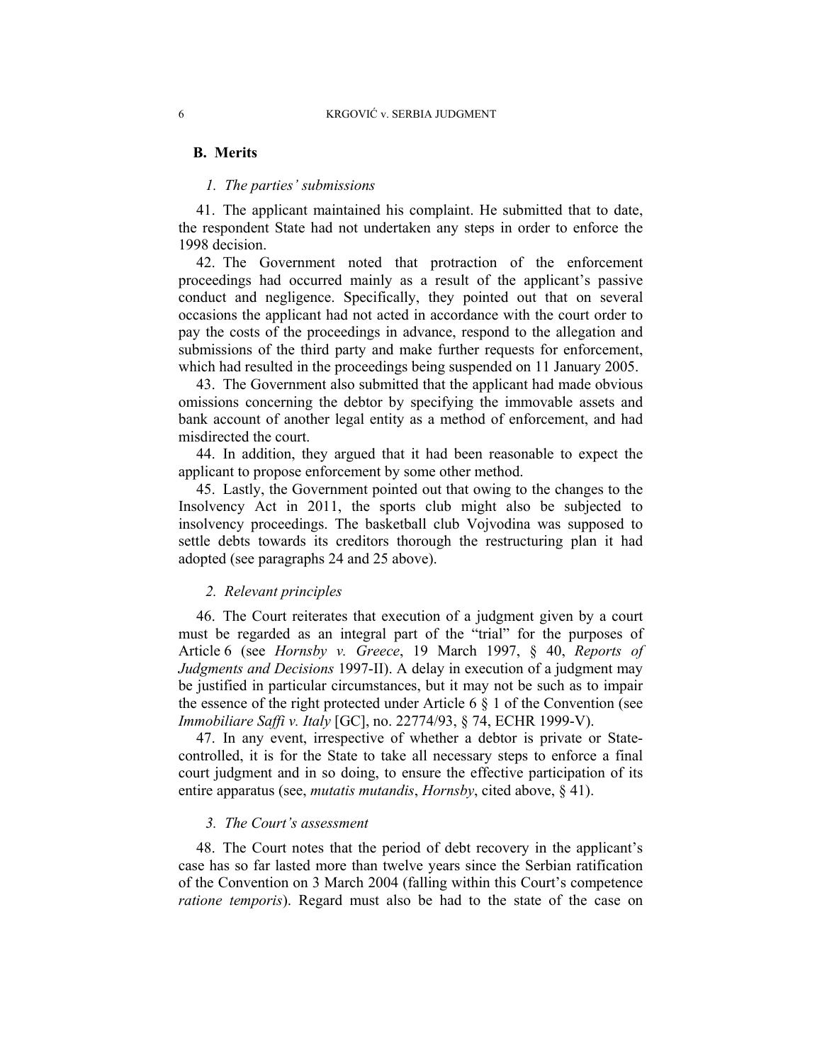## B. Merits

### 1. The parties' submissions

41. The applicant maintained his complaint. He submitted that to date, the respondent State had not undertaken any steps in order to enforce the 1998 decision.

42. The Government noted that protraction of the enforcement proceedings had occurred mainly as a result of the applicant's passive conduct and negligence. Specifically, they pointed out that on several occasions the applicant had not acted in accordance with the court order to pay the costs of the proceedings in advance, respond to the allegation and submissions of the third party and make further requests for enforcement, which had resulted in the proceedings being suspended on 11 January 2005.

43. The Government also submitted that the applicant had made obvious omissions concerning the debtor by specifying the immovable assets and bank account of another legal entity as a method of enforcement, and had misdirected the court.

44. In addition, they argued that it had been reasonable to expect the applicant to propose enforcement by some other method.

45. Lastly, the Government pointed out that owing to the changes to the Insolvency Act in 2011, the sports club might also be subjected to insolvency proceedings. The basketball club Vojvodina was supposed to settle debts towards its creditors thorough the restructuring plan it had adopted (see paragraphs 24 and 25 above).

### 2. Relevant principles

46. The Court reiterates that execution of a judgment given by a court must be regarded as an integral part of the "trial" for the purposes of Article 6 (see *Hornsby v. Greece*, 19 March 1997, § 40, *Reports of Judgments and Decisions* 1997-II). A delay in execution of a judgment may be justified in particular circumstances, but it may not be such as to impair the essence of the right protected under Article 6 § 1 of the Convention (see *Immobiliare Saffi v. Italy* [GC], no. 22774/93, § 74, ECHR 1999-V).

47. In any event, irrespective of whether a debtor is private or State-controlled, it is for the State to take all necessary steps to enforce a final court judgment and in so doing, to ensure the effective participation of its entire apparatus (see, *mutatis mutandis*, *Hornsby*, cited above, § 41).

### 3. The Court's assessment

48. The Court notes that the period of debt recovery in the applicant's case has so far lasted more than twelve years since the Serbian ratification of the Convention on 3 March 2004 (falling within this Court's competence *ratione temporis*). Regard must also be had to the state of the case on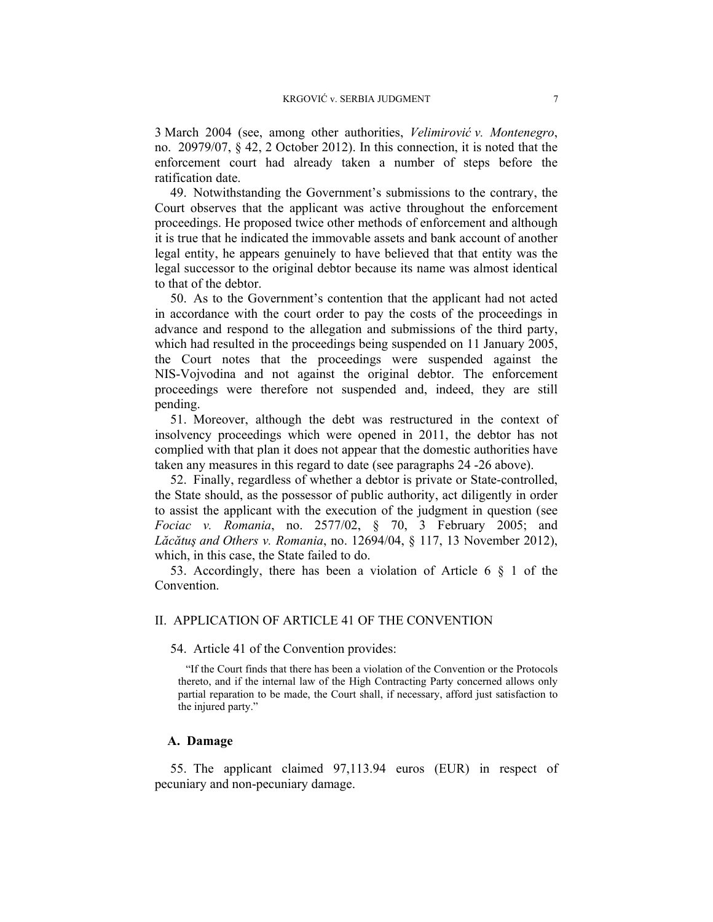3 March 2004 (see, among other authorities, *Velimirović v. Montenegro*, no. 20979/07, § 42, 2 October 2012). In this connection, it is noted that the enforcement court had already taken a number of steps before the ratification date.

49. Notwithstanding the Government's submissions to the contrary, the Court observes that the applicant was active throughout the enforcement proceedings. He proposed twice other methods of enforcement and although it is true that he indicated the immovable assets and bank account of another legal entity, he appears genuinely to have believed that that entity was the legal successor to the original debtor because its name was almost identical to that of the debtor.

50. As to the Government's contention that the applicant had not acted in accordance with the court order to pay the costs of the proceedings in advance and respond to the allegation and submissions of the third party, which had resulted in the proceedings being suspended on 11 January 2005, the Court notes that the proceedings were suspended against the NIS-Vojvodina and not against the original debtor. The enforcement proceedings were therefore not suspended and, indeed, they are still pending.

51. Moreover, although the debt was restructured in the context of insolvency proceedings which were opened in 2011, the debtor has not complied with that plan it does not appear that the domestic authorities have taken any measures in this regard to date (see paragraphs 24 -26 above).

52. Finally, regardless of whether a debtor is private or State-controlled, the State should, as the possessor of public authority, act diligently in order to assist the applicant with the execution of the judgment in question (see *Fociac v. Romania*, no. 2577/02, § 70, 3 February 2005; and *Lăcătuş and Others v. Romania*, no. 12694/04, § 117, 13 November 2012), which, in this case, the State failed to do.

53. Accordingly, there has been a violation of Article 6 § 1 of the Convention.

## II. APPLICATION OF ARTICLE 41 OF THE CONVENTION

54. Article 41 of the Convention provides:

> "If the Court finds that there has been a violation of the Convention or the Protocols thereto, and if the internal law of the High Contracting Party concerned allows only partial reparation to be made, the Court shall, if necessary, afford just satisfaction to the injured party."

### A. Damage

55. The applicant claimed 97,113.94 euros (EUR) in respect of pecuniary and non-pecuniary damage.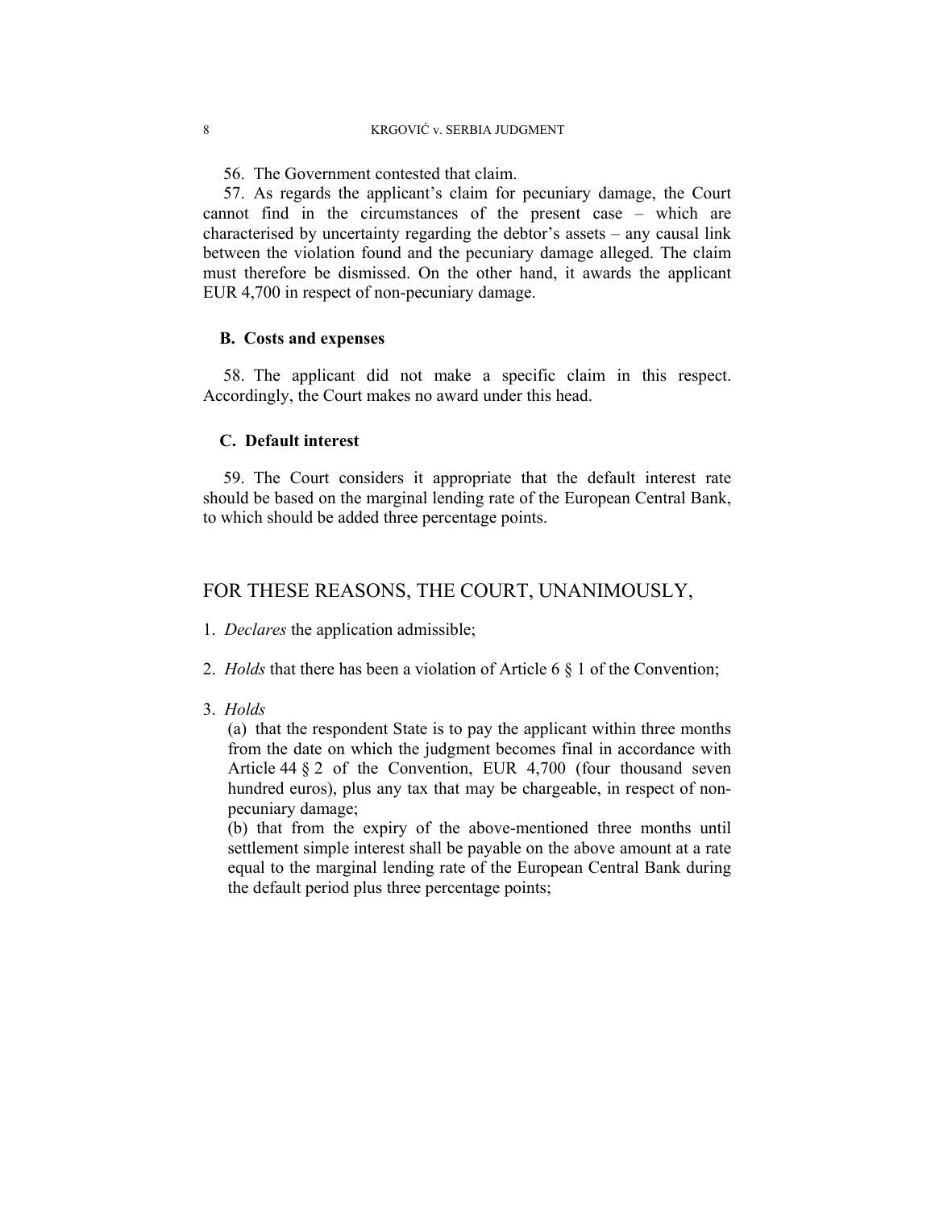56. The Government contested that claim.

57. As regards the applicant's claim for pecuniary damage, the Court cannot find in the circumstances of the present case – which are characterised by uncertainty regarding the debtor's assets – any causal link between the violation found and the pecuniary damage alleged. The claim must therefore be dismissed. On the other hand, it awards the applicant EUR 4,700 in respect of non-pecuniary damage.

### B. Costs and expenses

58. The applicant did not make a specific claim in this respect. Accordingly, the Court makes no award under this head.

### C. Default interest

59. The Court considers it appropriate that the default interest rate should be based on the marginal lending rate of the European Central Bank, to which should be added three percentage points.

## FOR THESE REASONS, THE COURT, UNANIMOUSLY,

1. *Declares* the application admissible;

2. *Holds* that there has been a violation of Article 6 § 1 of the Convention;

3. *Holds*

(a) that the respondent State is to pay the applicant within three months from the date on which the judgment becomes final in accordance with Article 44 § 2 of the Convention, EUR 4,700 (four thousand seven hundred euros), plus any tax that may be chargeable, in respect of non-pecuniary damage;

(b) that from the expiry of the above-mentioned three months until settlement simple interest shall be payable on the above amount at a rate equal to the marginal lending rate of the European Central Bank during the default period plus three percentage points;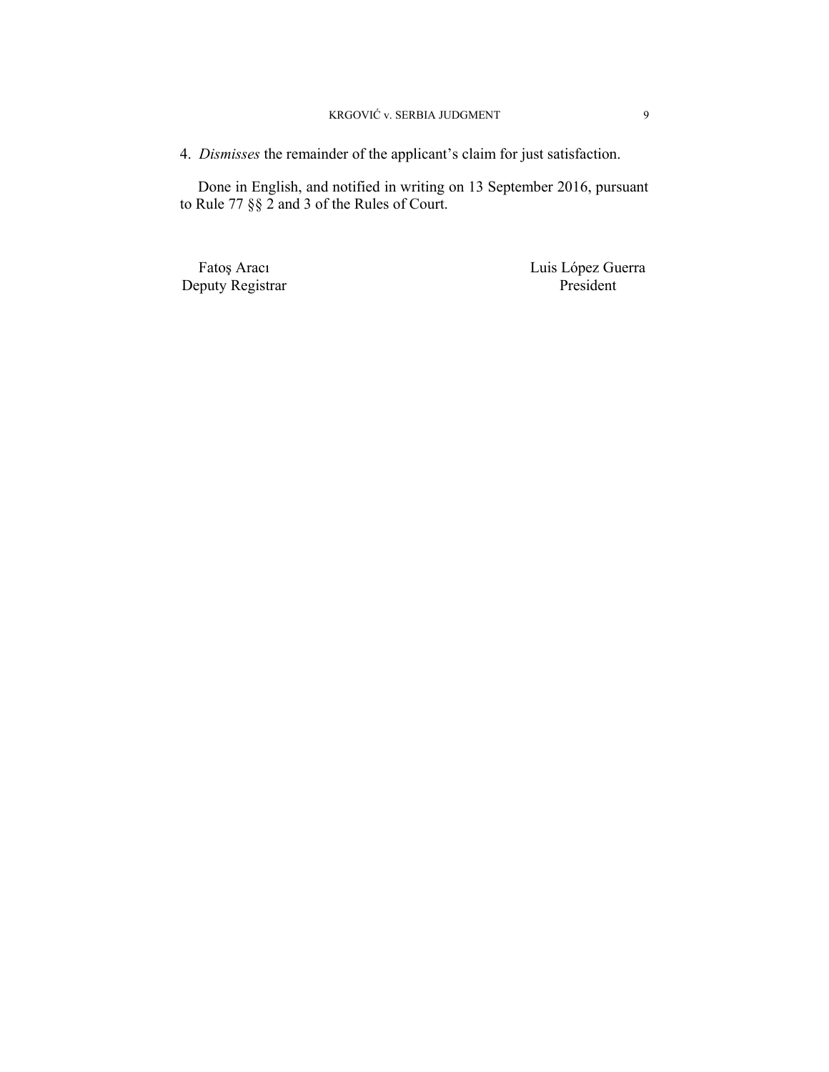4. *Dismisses* the remainder of the applicant's claim for just satisfaction.

Done in English, and notified in writing on 13 September 2016, pursuant to Rule 77 §§ 2 and 3 of the Rules of Court.

| | |
|---|---|
| Fatoş Aracı | Luis López Guerra |
| Deputy Registrar | President |